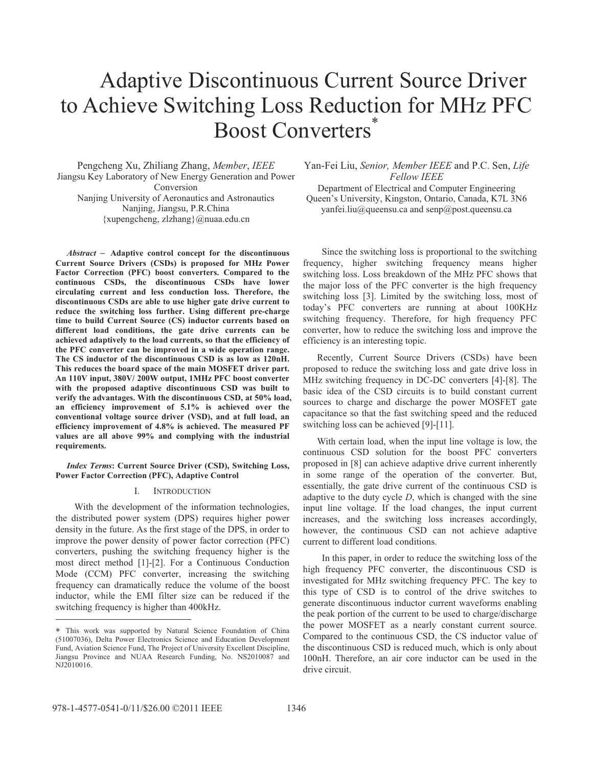# Adaptive Discontinuous Current Source Driver to Achieve Switching Loss Reduction for MHz PFC Boost Converters*

Pengcheng Xu, Zhiliang Zhang, *Member*, *IEEE*
Jiangsu Key Laboratory of New Energy Generation and Power Conversion
Nanjing University of Aeronautics and Astronautics
Nanjing, Jiangsu, P.R.China
{xupengcheng, zlzhang}@nuaa.edu.cn

Yan-Fei Liu, *Senior, Member IEEE* and P.C. Sen, *Life Fellow IEEE*
Department of Electrical and Computer Engineering
Queen's University, Kingston, Ontario, Canada, K7L 3N6
yanfei.liu@queensu.ca and senp@post.queensu.ca

***Abstract* – Adaptive control concept for the discontinuous Current Source Drivers (CSDs) is proposed for MHz Power Factor Correction (PFC) boost converters. Compared to the continuous CSDs, the discontinuous CSDs have lower circulating current and less conduction loss. Therefore, the discontinuous CSDs are able to use higher gate drive current to reduce the switching loss further. Using different pre-charge time to build Current Source (CS) inductor currents based on different load conditions, the gate drive currents can be achieved adaptively to the load currents, so that the efficiency of the PFC converter can be improved in a wide operation range. The CS inductor of the discontinuous CSD is as low as 120nH. This reduces the board space of the main MOSFET driver part. An 110V input, 380V/ 200W output, 1MHz PFC boost converter with the proposed adaptive discontinuous CSD was built to verify the advantages. With the discontinuous CSD, at 50% load, an efficiency improvement of 5.1% is achieved over the conventional voltage source driver (VSD), and at full load, an efficiency improvement of 4.8% is achieved. The measured PF values are all above 99% and complying with the industrial requirements.**

***Index Terms*: Current Source Driver (CSD), Switching Loss, Power Factor Correction (PFC), Adaptive Control**

## I. INTRODUCTION

With the development of the information technologies, the distributed power system (DPS) requires higher power density in the future. As the first stage of the DPS, in order to improve the power density of power factor correction (PFC) converters, pushing the switching frequency higher is the most direct method [1]-[2]. For a Continuous Conduction Mode (CCM) PFC converter, increasing the switching frequency can dramatically reduce the volume of the boost inductor, while the EMI filter size can be reduced if the switching frequency is higher than 400kHz.

Since the switching loss is proportional to the switching frequency, higher switching frequency means higher switching loss. Loss breakdown of the MHz PFC shows that the major loss of the PFC converter is the high frequency switching loss [3]. Limited by the switching loss, most of today's PFC converters are running at about 100KHz switching frequency. Therefore, for high frequency PFC converter, how to reduce the switching loss and improve the efficiency is an interesting topic.

Recently, Current Source Drivers (CSDs) have been proposed to reduce the switching loss and gate drive loss in MHz switching frequency in DC-DC converters [4]-[8]. The basic idea of the CSD circuits is to build constant current sources to charge and discharge the power MOSFET gate capacitance so that the fast switching speed and the reduced switching loss can be achieved [9]-[11].

With certain load, when the input line voltage is low, the continuous CSD solution for the boost PFC converters proposed in [8] can achieve adaptive drive current inherently in some range of the operation of the converter. But, essentially, the gate drive current of the continuous CSD is adaptive to the duty cycle *D*, which is changed with the sine input line voltage. If the load changes, the input current increases, and the switching loss increases accordingly, however, the continuous CSD can not achieve adaptive current to different load conditions.

In this paper, in order to reduce the switching loss of the high frequency PFC converter, the discontinuous CSD is investigated for MHz switching frequency PFC. The key to this type of CSD is to control of the drive switches to generate discontinuous inductor current waveforms enabling the peak portion of the current to be used to charge/discharge the power MOSFET as a nearly constant current source. Compared to the continuous CSD, the CS inductor value of the discontinuous CSD is reduced much, which is only about 100nH. Therefore, an air core inductor can be used in the drive circuit.

* This work was supported by Natural Science Foundation of China (51007036), Delta Power Electronics Science and Education Development Fund, Aviation Science Fund, The Project of University Excellent Discipline, Jiangsu Province and NUAA Research Funding, No. NS2010087 and NJ2010016.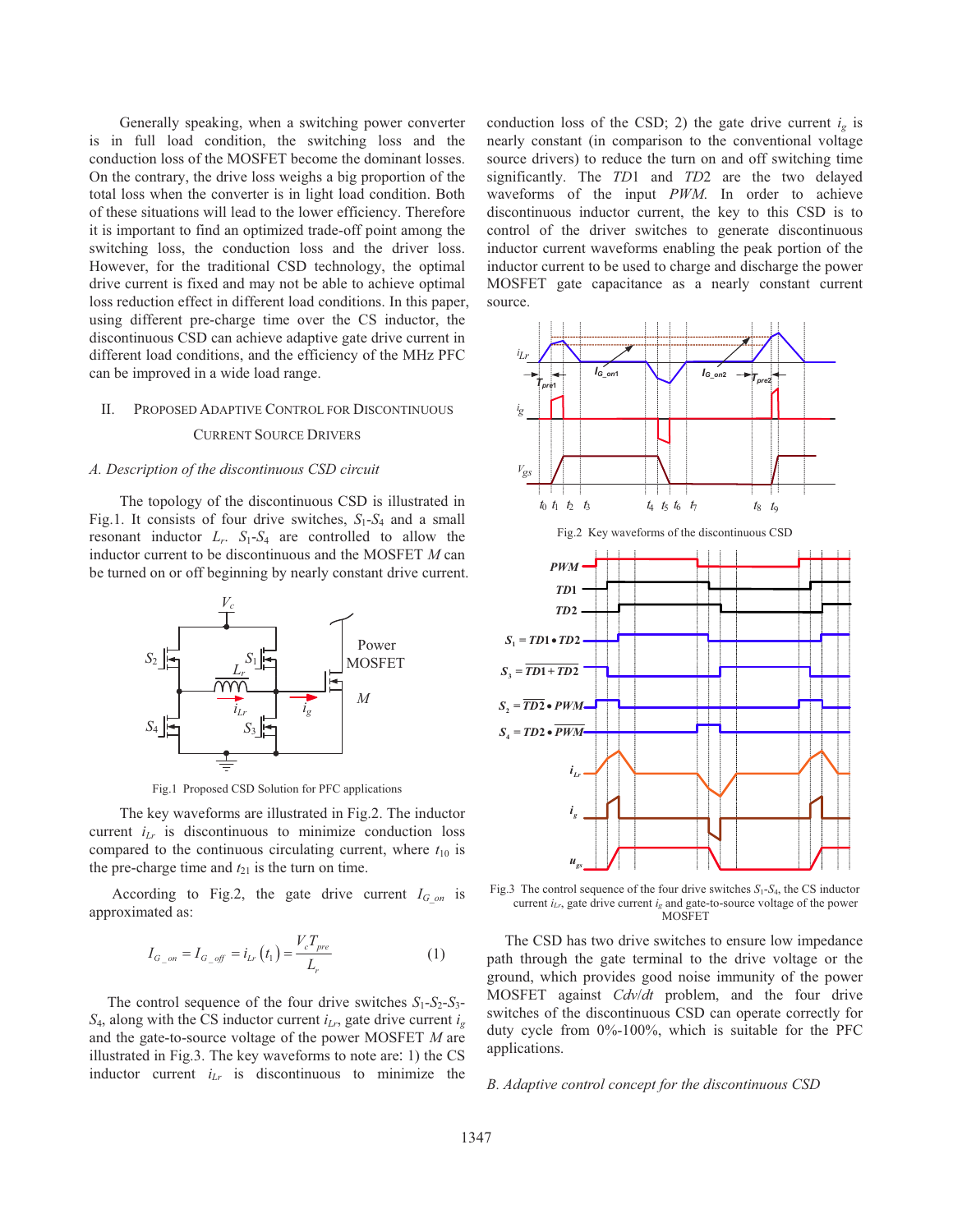Generally speaking, when a switching power converter is in full load condition, the switching loss and the conduction loss of the MOSFET become the dominant losses. On the contrary, the drive loss weighs a big proportion of the total loss when the converter is in light load condition. Both of these situations will lead to the lower efficiency. Therefore it is important to find an optimized trade-off point among the switching loss, the conduction loss and the driver loss. However, for the traditional CSD technology, the optimal drive current is fixed and may not be able to achieve optimal loss reduction effect in different load conditions. In this paper, using different pre-charge time over the CS inductor, the discontinuous CSD can achieve adaptive gate drive current in different load conditions, and the efficiency of the MHz PFC can be improved in a wide load range.

## II. Proposed Adaptive Control for Discontinuous Current Source Drivers

### *A. Description of the discontinuous CSD circuit*

The topology of the discontinuous CSD is illustrated in Fig.1. It consists of four drive switches, $S_1$-$S_4$ and a small resonant inductor $L_r$. $S_1$-$S_4$ are controlled to allow the inductor current to be discontinuous and the MOSFET $M$ can be turned on or off beginning by nearly constant drive current.

Fig.1 Proposed CSD Solution for PFC applications

The key waveforms are illustrated in Fig.2. The inductor current $i_{Lr}$ is discontinuous to minimize conduction loss compared to the continuous circulating current, where $t_{10}$ is the pre-charge time and $t_{21}$ is the turn on time.

According to Fig.2, the gate drive current $I_{G\_on}$ is approximated as:

$$I_{G\_on} = I_{G\_off} = i_{Lr}\left(t_1\right) = \frac{V_c T_{pre}}{L_r} \qquad (1)$$

The control sequence of the four drive switches $S_1$-$S_2$-$S_3$-$S_4$, along with the CS inductor current $i_{Lr}$, gate drive current $i_g$ and the gate-to-source voltage of the power MOSFET $M$ are illustrated in Fig.3. The key waveforms to note are: 1) the CS inductor current $i_{Lr}$ is discontinuous to minimize the conduction loss of the CSD; 2) the gate drive current $i_g$ is nearly constant (in comparison to the conventional voltage source drivers) to reduce the turn on and off switching time significantly. The *TD*1 and *TD*2 are the two delayed waveforms of the input *PWM.* In order to achieve discontinuous inductor current, the key to this CSD is to control of the driver switches to generate discontinuous inductor current waveforms enabling the peak portion of the inductor current to be used to charge and discharge the power MOSFET gate capacitance as a nearly constant current source.

Fig.2 Key waveforms of the discontinuous CSD

Fig.3 The control sequence of the four drive switches $S_1$-$S_4$, the CS inductor current $i_{Lr}$, gate drive current $i_g$ and gate-to-source voltage of the power MOSFET

The CSD has two drive switches to ensure low impedance path through the gate terminal to the drive voltage or the ground, which provides good noise immunity of the power MOSFET against *Cdv*/*dt* problem, and the four drive switches of the discontinuous CSD can operate correctly for duty cycle from 0%-100%, which is suitable for the PFC applications.

### *B. Adaptive control concept for the discontinuous CSD*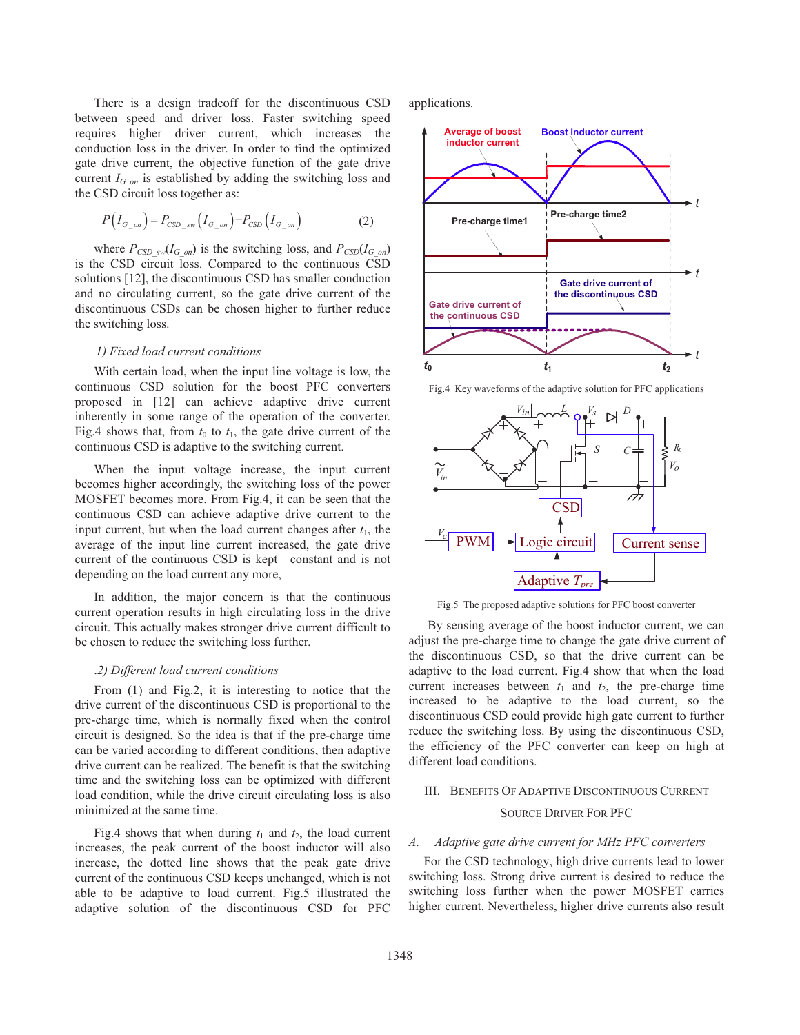There is a design tradeoff for the discontinuous CSD between speed and driver loss. Faster switching speed requires higher driver current, which increases the conduction loss in the driver. In order to find the optimized gate drive current, the objective function of the gate drive current $I_{G\_on}$ is established by adding the switching loss and the CSD circuit loss together as:

$$P\left(I_{G\_on}\right) = P_{CSD\_sw}\left(I_{G\_on}\right) + P_{CSD}\left(I_{G\_on}\right) \qquad (2)$$

where $P_{CSD\_sw}(I_{G\_on})$ is the switching loss, and $P_{CSD}(I_{G\_on})$ is the CSD circuit loss. Compared to the continuous CSD solutions [12], the discontinuous CSD has smaller conduction and no circulating current, so the gate drive current of the discontinuous CSDs can be chosen higher to further reduce the switching loss.

*1) Fixed load current conditions*

With certain load, when the input line voltage is low, the continuous CSD solution for the boost PFC converters proposed in [12] can achieve adaptive drive current inherently in some range of the operation of the converter. Fig.4 shows that, from $t_0$ to $t_1$, the gate drive current of the continuous CSD is adaptive to the switching current.

When the input voltage increase, the input current becomes higher accordingly, the switching loss of the power MOSFET becomes more. From Fig.4, it can be seen that the continuous CSD can achieve adaptive drive current to the input current, but when the load current changes after $t_1$, the average of the input line current increased, the gate drive current of the continuous CSD is kept constant and is not depending on the load current any more,

In addition, the major concern is that the continuous current operation results in high circulating loss in the drive circuit. This actually makes stronger drive current difficult to be chosen to reduce the switching loss further.

*.2) Different load current conditions*

From (1) and Fig.2, it is interesting to notice that the drive current of the discontinuous CSD is proportional to the pre-charge time, which is normally fixed when the control circuit is designed. So the idea is that if the pre-charge time can be varied according to different conditions, then adaptive drive current can be realized. The benefit is that the switching time and the switching loss can be optimized with different load condition, while the drive circuit circulating loss is also minimized at the same time.

Fig.4 shows that when during $t_1$ and $t_2$, the load current increases, the peak current of the boost inductor will also increase, the dotted line shows that the peak gate drive current of the continuous CSD keeps unchanged, which is not able to be adaptive to load current. Fig.5 illustrated the adaptive solution of the discontinuous CSD for PFC applications.

Fig.4 Key waveforms of the adaptive solution for PFC applications

Fig.5 The proposed adaptive solutions for PFC boost converter

By sensing average of the boost inductor current, we can adjust the pre-charge time to change the gate drive current of the discontinuous CSD, so that the drive current can be adaptive to the load current. Fig.4 show that when the load current increases between $t_1$ and $t_2$, the pre-charge time increased to be adaptive to the load current, so the discontinuous CSD could provide high gate current to further reduce the switching loss. By using the discontinuous CSD, the efficiency of the PFC converter can keep on high at different load conditions.

## III. Benefits Of Adaptive Discontinuous Current Source Driver For PFC

### *A. Adaptive gate drive current for MHz PFC converters*

For the CSD technology, high drive currents lead to lower switching loss. Strong drive current is desired to reduce the switching loss further when the power MOSFET carries higher current. Nevertheless, higher drive currents also result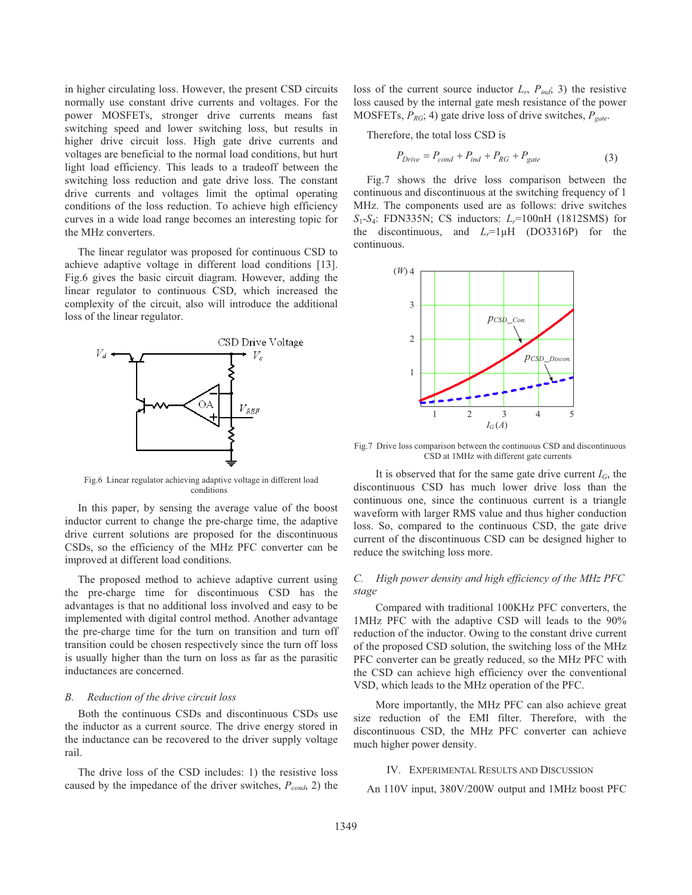in higher circulating loss. However, the present CSD circuits normally use constant drive currents and voltages. For the power MOSFETs, stronger drive currents means fast switching speed and lower switching loss, but results in higher drive circuit loss. High gate drive currents and voltages are beneficial to the normal load conditions, but hurt light load efficiency. This leads to a tradeoff between the switching loss reduction and gate drive loss. The constant drive currents and voltages limit the optimal operating conditions of the loss reduction. To achieve high efficiency curves in a wide load range becomes an interesting topic for the MHz converters.

The linear regulator was proposed for continuous CSD to achieve adaptive voltage in different load conditions [13]. Fig.6 gives the basic circuit diagram. However, adding the linear regulator to continuous CSD, which increased the complexity of the circuit, also will introduce the additional loss of the linear regulator.

Fig.6 Linear regulator achieving adaptive voltage in different load conditions

In this paper, by sensing the average value of the boost inductor current to change the pre-charge time, the adaptive drive current solutions are proposed for the discontinuous CSDs, so the efficiency of the MHz PFC converter can be improved at different load conditions.

The proposed method to achieve adaptive current using the pre-charge time for discontinuous CSD has the advantages is that no additional loss involved and easy to be implemented with digital control method. Another advantage the pre-charge time for the turn on transition and turn off transition could be chosen respectively since the turn off loss is usually higher than the turn on loss as far as the parasitic inductances are concerned.

### *B. Reduction of the drive circuit loss*

Both the continuous CSDs and discontinuous CSDs use the inductor as a current source. The drive energy stored in the inductance can be recovered to the driver supply voltage rail.

The drive loss of the CSD includes: 1) the resistive loss caused by the impedance of the driver switches, $P_{cond}$, 2) the loss of the current source inductor $L_r$, $P_{ind}$; 3) the resistive loss caused by the internal gate mesh resistance of the power MOSFETs, $P_{RG}$; 4) gate drive loss of drive switches, $P_{gate}$.

Therefore, the total loss CSD is

$$P_{Drive} = P_{cond} + P_{ind} + P_{RG} + P_{gate} \tag{3}$$

Fig.7 shows the drive loss comparison between the continuous and discontinuous at the switching frequency of 1 MHz. The components used are as follows: drive switches $S_1$-$S_4$: FDN335N; CS inductors: $L_r$=100nH (1812SMS) for the discontinuous, and $L_r$=1μH (DO3316P) for the continuous.

Fig.7 Drive loss comparison between the continuous CSD and discontinuous CSD at 1MHz with different gate currents

It is observed that for the same gate drive current $I_G$, the discontinuous CSD has much lower drive loss than the continuous one, since the continuous current is a triangle waveform with larger RMS value and thus higher conduction loss. So, compared to the continuous CSD, the gate drive current of the discontinuous CSD can be designed higher to reduce the switching loss more.

### *C. High power density and high efficiency of the MHz PFC stage*

Compared with traditional 100KHz PFC converters, the 1MHz PFC with the adaptive CSD will leads to the 90% reduction of the inductor. Owing to the constant drive current of the proposed CSD solution, the switching loss of the MHz PFC converter can be greatly reduced, so the MHz PFC with the CSD can achieve high efficiency over the conventional VSD, which leads to the MHz operation of the PFC.

More importantly, the MHz PFC can also achieve great size reduction of the EMI filter. Therefore, with the discontinuous CSD, the MHz PFC converter can achieve much higher power density.

## IV. Experimental Results and Discussion

An 110V input, 380V/200W output and 1MHz boost PFC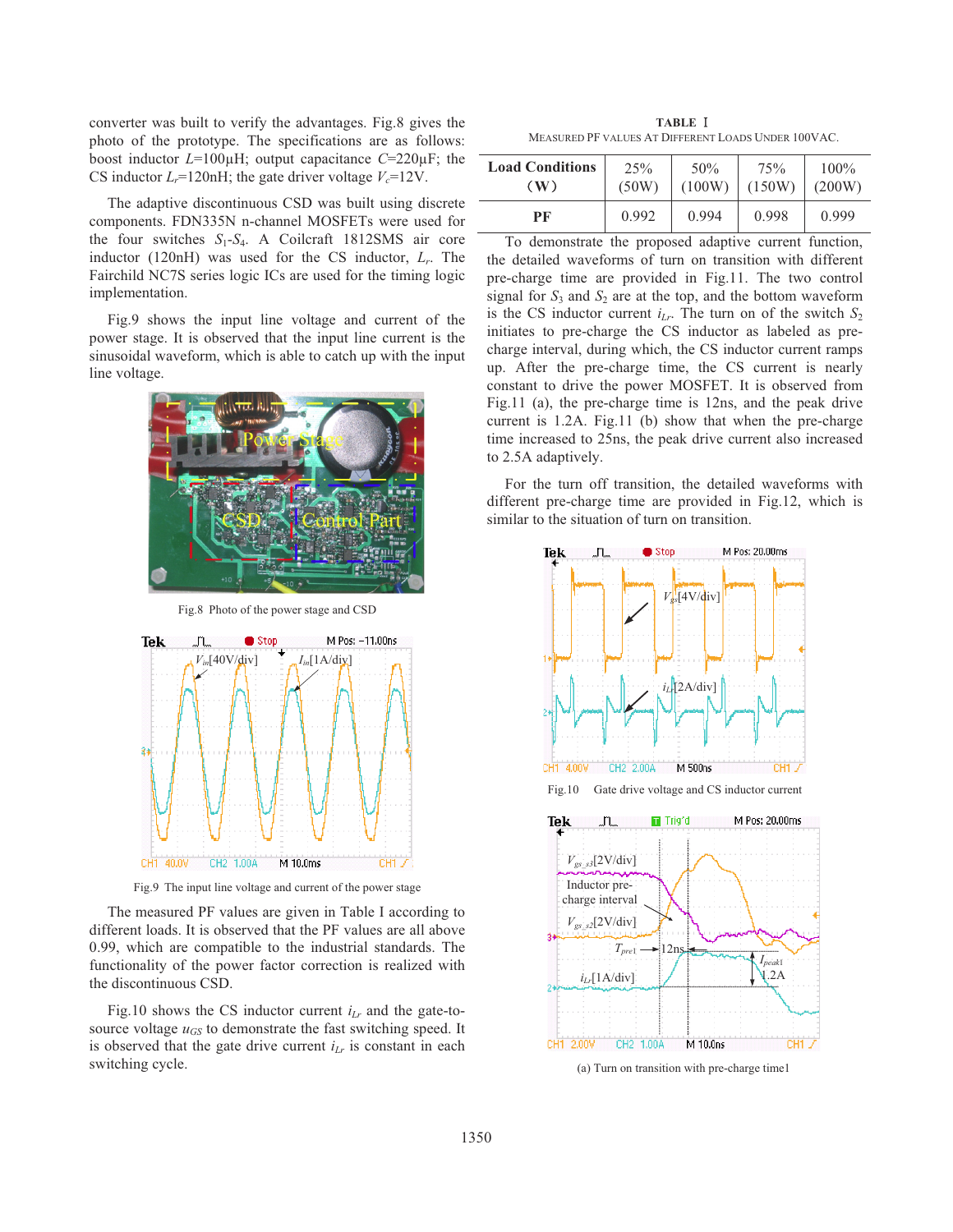converter was built to verify the advantages. Fig.8 gives the photo of the prototype. The specifications are as follows: boost inductor $L$=100μH; output capacitance $C$=220μF; the CS inductor $L_r$=120nH; the gate driver voltage $V_c$=12V.

The adaptive discontinuous CSD was built using discrete components. FDN335N n-channel MOSFETs were used for the four switches $S_1$-$S_4$. A Coilcraft 1812SMS air core inductor (120nH) was used for the CS inductor, $L_r$. The Fairchild NC7S series logic ICs are used for the timing logic implementation.

Fig.9 shows the input line voltage and current of the power stage. It is observed that the input line current is the sinusoidal waveform, which is able to catch up with the input line voltage.

Fig.8 Photo of the power stage and CSD

Fig.9 The input line voltage and current of the power stage

The measured PF values are given in Table I according to different loads. It is observed that the PF values are all above 0.99, which are compatible to the industrial standards. The functionality of the power factor correction is realized with the discontinuous CSD.

Fig.10 shows the CS inductor current $i_{Lr}$ and the gate-to-source voltage $u_{GS}$ to demonstrate the fast switching speed. It is observed that the gate drive current $i_{Lr}$ is constant in each switching cycle.

TABLE I
MEASURED PF VALUES AT DIFFERENT LOADS UNDER 100VAC.

| Load Conditions (W) | 25% (50W) | 50% (100W) | 75% (150W) | 100% (200W) |
|---|---|---|---|---|
| PF | 0.992 | 0.994 | 0.998 | 0.999 |

To demonstrate the proposed adaptive current function, the detailed waveforms of turn on transition with different pre-charge time are provided in Fig.11. The two control signal for $S_3$ and $S_2$ are at the top, and the bottom waveform is the CS inductor current $i_{Lr}$. The turn on of the switch $S_2$ initiates to pre-charge the CS inductor as labeled as pre-charge interval, during which, the CS inductor current ramps up. After the pre-charge time, the CS current is nearly constant to drive the power MOSFET. It is observed from Fig.11 (a), the pre-charge time is 12ns, and the peak drive current is 1.2A. Fig.11 (b) show that when the pre-charge time increased to 25ns, the peak drive current also increased to 2.5A adaptively.

For the turn off transition, the detailed waveforms with different pre-charge time are provided in Fig.12, which is similar to the situation of turn on transition.

Fig.10 Gate drive voltage and CS inductor current

(a) Turn on transition with pre-charge time1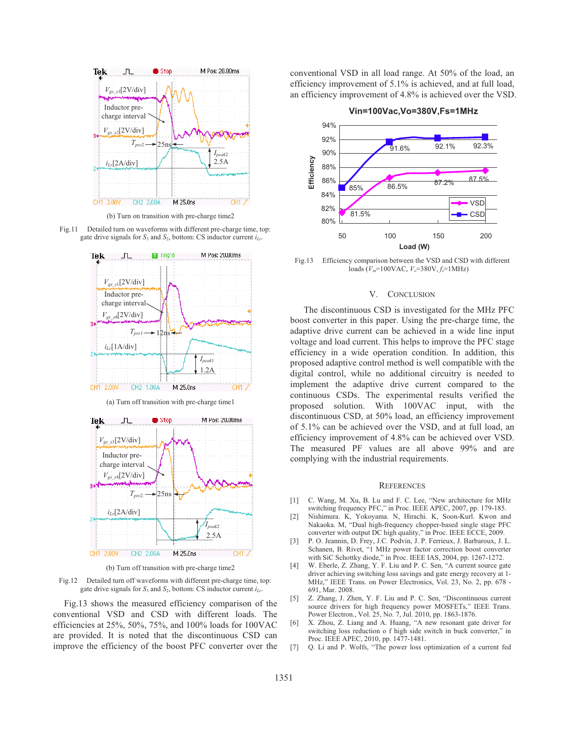(b) Turn on transition with pre-charge time2

Fig.11 Detailed turn on waveforms with different pre-charge time, top: gate drive signals for $S_3$ and $S_2$, bottom: CS inductor current $i_{Lr}$.

(a) Turn off transition with pre-charge time1

(b) Turn off transition with pre-charge time2

Fig.12 Detailed turn off waveforms with different pre-charge time, top: gate drive signals for $S_3$ and $S_2$, bottom: CS inductor current $i_{Lr}$.

Fig.13 shows the measured efficiency comparison of the conventional VSD and CSD with different loads. The efficiencies at 25%, 50%, 75%, and 100% loads for 100VAC are provided. It is noted that the discontinuous CSD can improve the efficiency of the boost PFC converter over the conventional VSD in all load range. At 50% of the load, an efficiency improvement of 5.1% is achieved, and at full load, an efficiency improvement of 4.8% is achieved over the VSD.

Fig.13 Efficiency comparison between the VSD and CSD with different loads ($V_{in}$=100VAC, $V_o$=380V, $f_s$=1MHz)

## V. Conclusion

The discontinuous CSD is investigated for the MHz PFC boost converter in this paper. Using the pre-charge time, the adaptive drive current can be achieved in a wide line input voltage and load current. This helps to improve the PFC stage efficiency in a wide operation condition. In addition, this proposed adaptive control method is well compatible with the digital control, while no additional circuitry is needed to implement the adaptive drive current compared to the continuous CSDs. The experimental results verified the proposed solution. With 100VAC input, with the discontinuous CSD, at 50% load, an efficiency improvement of 5.1% can be achieved over the VSD, and at full load, an efficiency improvement of 4.8% can be achieved over VSD. The measured PF values are all above 99% and are complying with the industrial requirements.

## References

[1] C. Wang, M. Xu, B. Lu and F. C. Lee, "New architecture for MHz switching frequency PFC," in Proc. IEEE APEC, 2007, pp. 179-185.

[2] Nishimura. K, Yokoyama. N, Hirachi. K, Soon-Kurl. Kwon and Nakaoka. M, "Dual high-frequency chopper-based single stage PFC converter with output DC high quality," in Proc. IEEE ECCE, 2009.

[3] P. O. Jeannin, D. Frey, J.C. Podvin, J. P. Ferrieux, J. Barbaroux, J. L. Schanen, B. Rivet, "1 MHz power factor correction boost converter with SiC Schottky diode," in Proc. IEEE IAS, 2004, pp. 1267-1272.

[4] W. Eberle, Z. Zhang, Y. F. Liu and P. C. Sen, "A current source gate driver achieving switching loss savings and gate energy recovery at 1-MHz," IEEE Trans. on Power Electronics, Vol. 23, No. 2, pp. 678 - 691, Mar. 2008.

[5] Z. Zhang, J. Zhen, Y. F. Liu and P. C. Sen, "Discontinuous current source drivers for high frequency power MOSFETs," IEEE Trans. Power Electron., Vol. 25, No. 7, Jul. 2010, pp. 1863-1876.

[6] X. Zhou, Z. Liang and A. Huang, "A new resonant gate driver for switching loss reduction o f high side switch in buck converter," in Proc. IEEE APEC, 2010, pp. 1477-1481.

[7] Q. Li and P. Wolfs, "The power loss optimization of a current fed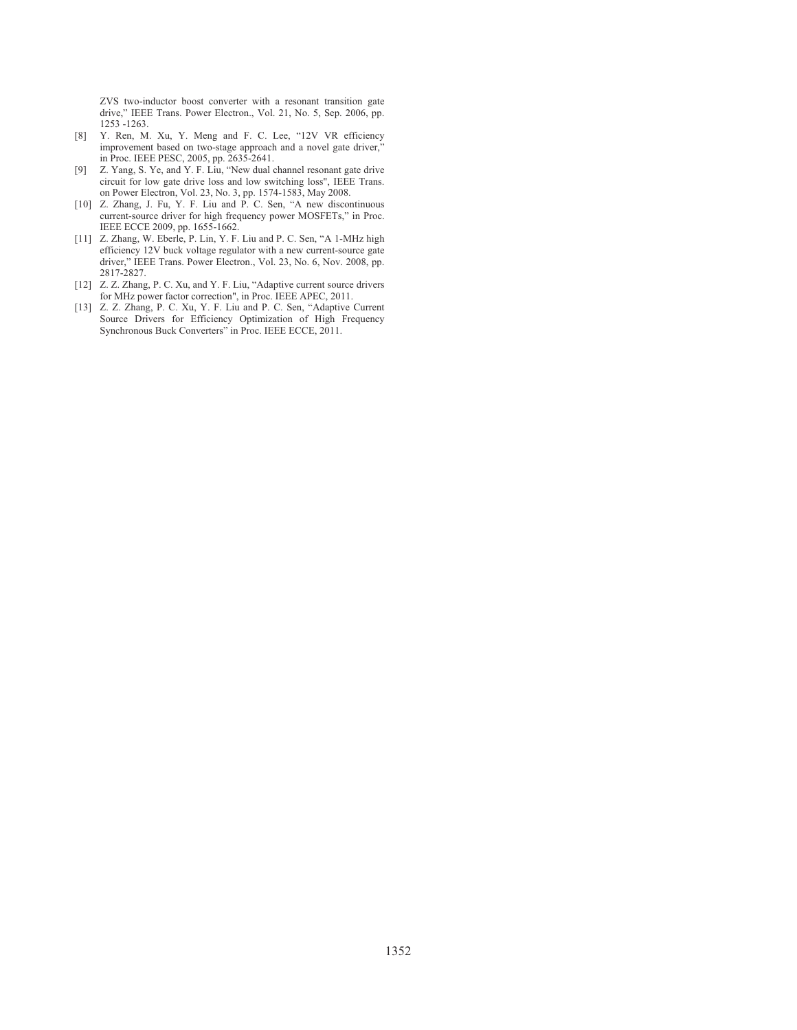ZVS two-inductor boost converter with a resonant transition gate drive," IEEE Trans. Power Electron., Vol. 21, No. 5, Sep. 2006, pp. 1253 -1263.

[8] Y. Ren, M. Xu, Y. Meng and F. C. Lee, "12V VR efficiency improvement based on two-stage approach and a novel gate driver," in Proc. IEEE PESC, 2005, pp. 2635-2641.

[9] Z. Yang, S. Ye, and Y. F. Liu, "New dual channel resonant gate drive circuit for low gate drive loss and low switching loss", IEEE Trans. on Power Electron, Vol. 23, No. 3, pp. 1574-1583, May 2008.

[10] Z. Zhang, J. Fu, Y. F. Liu and P. C. Sen, "A new discontinuous current-source driver for high frequency power MOSFETs," in Proc. IEEE ECCE 2009, pp. 1655-1662.

[11] Z. Zhang, W. Eberle, P. Lin, Y. F. Liu and P. C. Sen, "A 1-MHz high efficiency 12V buck voltage regulator with a new current-source gate driver," IEEE Trans. Power Electron., Vol. 23, No. 6, Nov. 2008, pp. 2817-2827.

[12] Z. Z. Zhang, P. C. Xu, and Y. F. Liu, "Adaptive current source drivers for MHz power factor correction", in Proc. IEEE APEC, 2011.

[13] Z. Z. Zhang, P. C. Xu, Y. F. Liu and P. C. Sen, "Adaptive Current Source Drivers for Efficiency Optimization of High Frequency Synchronous Buck Converters" in Proc. IEEE ECCE, 2011.